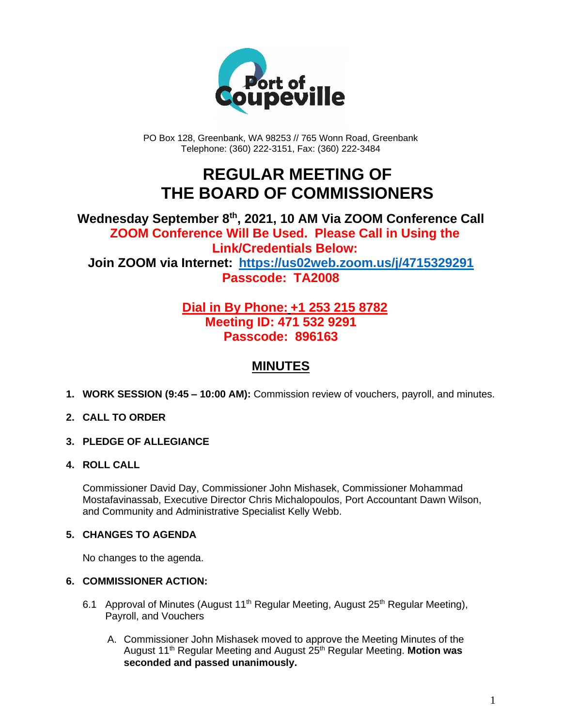Port of Coupeville

PO Box 128, Greenbank, WA 98253 // 765 Wonn Road, Greenbank
Telephone: (360) 222-3151, Fax: (360) 222-3484

# REGULAR MEETING OF THE BOARD OF COMMISSIONERS

**Wednesday September 8th, 2021, 10 AM Via ZOOM Conference Call**

**ZOOM Conference Will Be Used. Please Call in Using the Link/Credentials Below:**

**Join ZOOM via Internet: https://us02web.zoom.us/j/4715329291**

**Passcode: TA2008**

**Dial in By Phone: +1 253 215 8782**
**Meeting ID: 471 532 9291**
**Passcode: 896163**

## MINUTES

1. **WORK SESSION (9:45 – 10:00 AM):** Commission review of vouchers, payroll, and minutes.

2. **CALL TO ORDER**

3. **PLEDGE OF ALLEGIANCE**

4. **ROLL CALL**

   Commissioner David Day, Commissioner John Mishasek, Commissioner Mohammad Mostafavinassab, Executive Director Chris Michalopoulos, Port Accountant Dawn Wilson, and Community and Administrative Specialist Kelly Webb.

5. **CHANGES TO AGENDA**

   No changes to the agenda.

6. **COMMISSIONER ACTION:**

   6.1 Approval of Minutes (August 11th Regular Meeting, August 25th Regular Meeting), Payroll, and Vouchers

   A. Commissioner John Mishasek moved to approve the Meeting Minutes of the August 11th Regular Meeting and August 25th Regular Meeting. **Motion was seconded and passed unanimously.**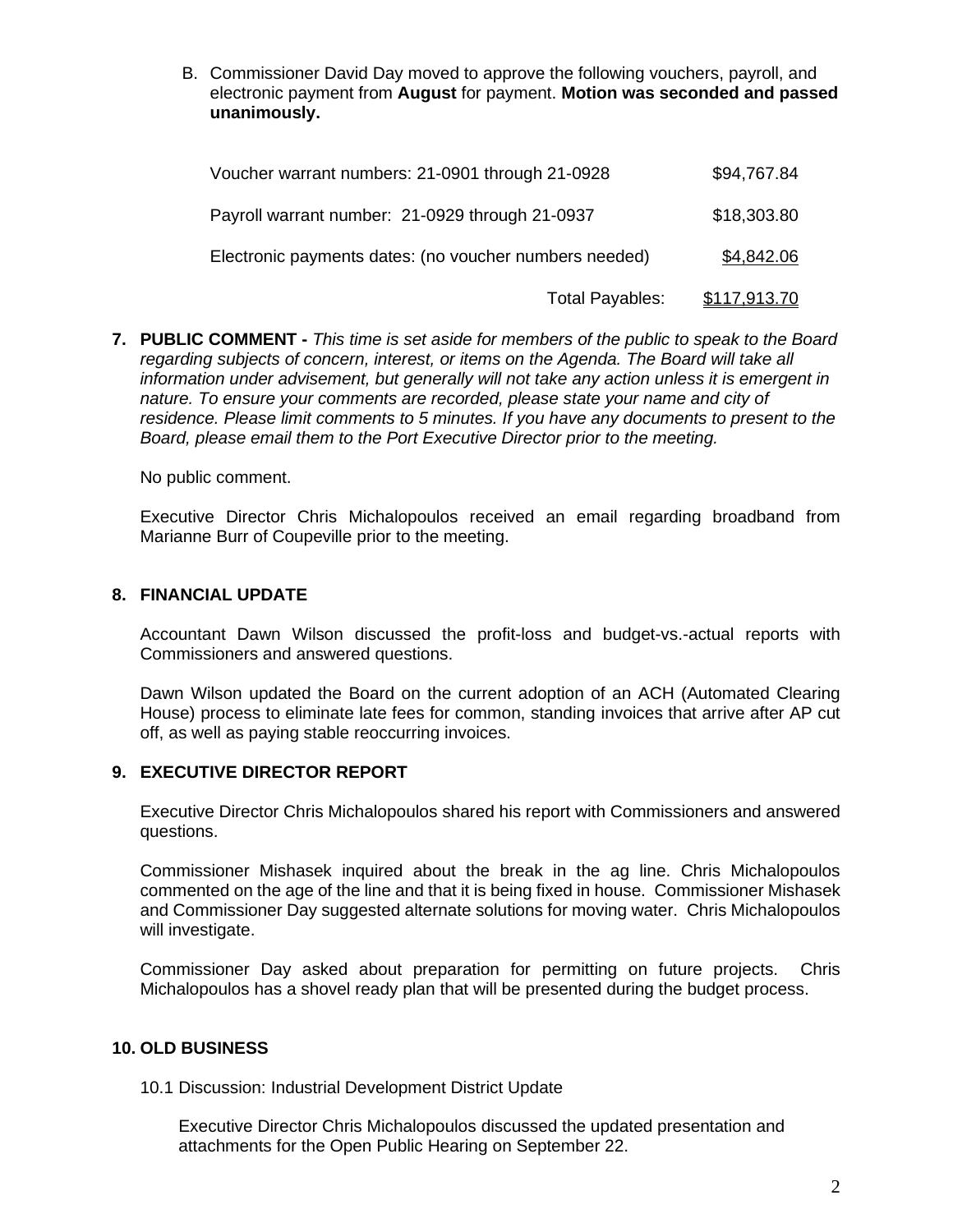B. Commissioner David Day moved to approve the following vouchers, payroll, and electronic payment from **August** for payment. **Motion was seconded and passed unanimously.**

| | |
|---|---|
| Voucher warrant numbers: 21-0901 through 21-0928 | $94,767.84 |
| Payroll warrant number: 21-0929 through 21-0937 | $18,303.80 |
| Electronic payments dates: (no voucher numbers needed) | $4,842.06 |
| Total Payables: | $117,913.70 |

**7. PUBLIC COMMENT -** *This time is set aside for members of the public to speak to the Board regarding subjects of concern, interest, or items on the Agenda. The Board will take all information under advisement, but generally will not take any action unless it is emergent in nature. To ensure your comments are recorded, please state your name and city of residence. Please limit comments to 5 minutes. If you have any documents to present to the Board, please email them to the Port Executive Director prior to the meeting.*

No public comment.

Executive Director Chris Michalopoulos received an email regarding broadband from Marianne Burr of Coupeville prior to the meeting.

**8. FINANCIAL UPDATE**

Accountant Dawn Wilson discussed the profit-loss and budget-vs.-actual reports with Commissioners and answered questions.

Dawn Wilson updated the Board on the current adoption of an ACH (Automated Clearing House) process to eliminate late fees for common, standing invoices that arrive after AP cut off, as well as paying stable reoccurring invoices.

**9. EXECUTIVE DIRECTOR REPORT**

Executive Director Chris Michalopoulos shared his report with Commissioners and answered questions.

Commissioner Mishasek inquired about the break in the ag line. Chris Michalopoulos commented on the age of the line and that it is being fixed in house. Commissioner Mishasek and Commissioner Day suggested alternate solutions for moving water. Chris Michalopoulos will investigate.

Commissioner Day asked about preparation for permitting on future projects. Chris Michalopoulos has a shovel ready plan that will be presented during the budget process.

**10. OLD BUSINESS**

10.1 Discussion: Industrial Development District Update

Executive Director Chris Michalopoulos discussed the updated presentation and attachments for the Open Public Hearing on September 22.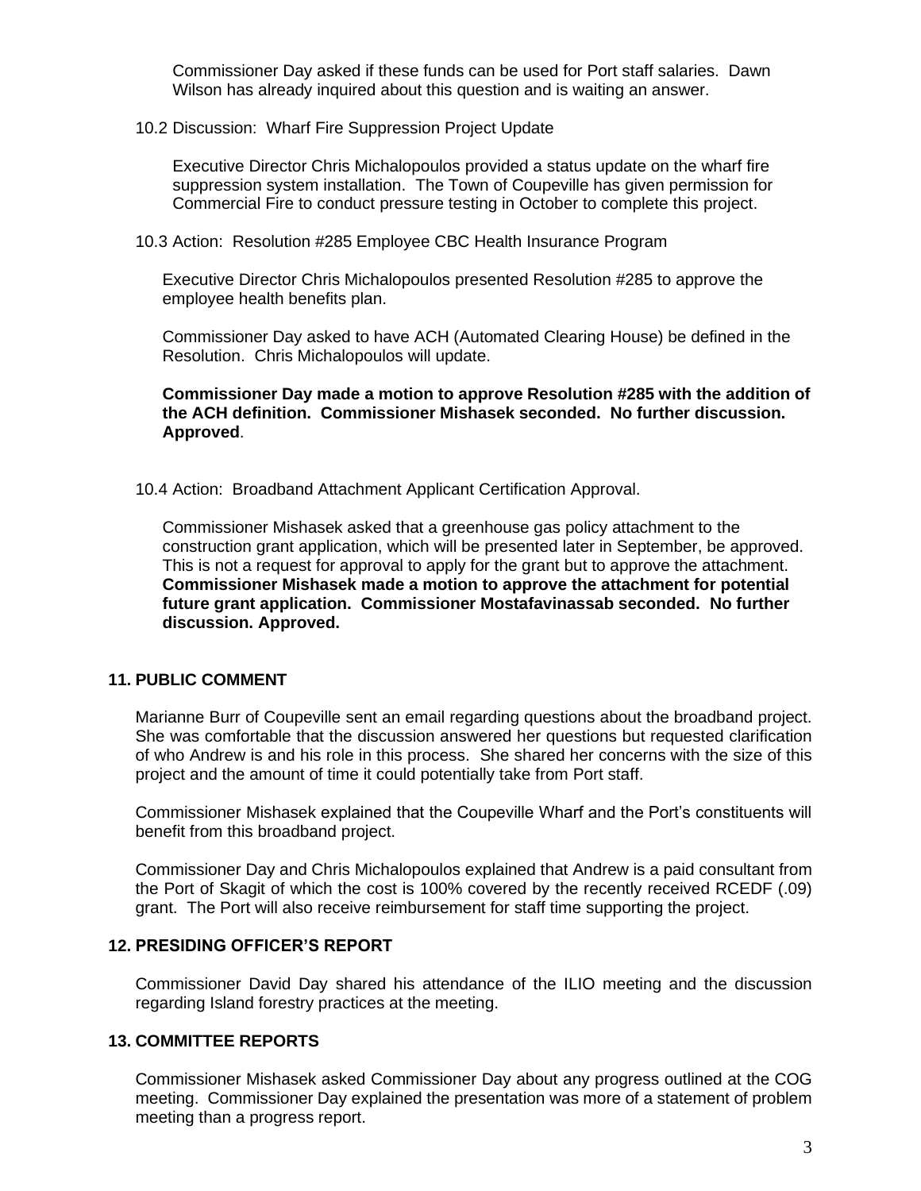Commissioner Day asked if these funds can be used for Port staff salaries. Dawn Wilson has already inquired about this question and is waiting an answer.

10.2 Discussion: Wharf Fire Suppression Project Update

Executive Director Chris Michalopoulos provided a status update on the wharf fire suppression system installation. The Town of Coupeville has given permission for Commercial Fire to conduct pressure testing in October to complete this project.

10.3 Action: Resolution #285 Employee CBC Health Insurance Program

Executive Director Chris Michalopoulos presented Resolution #285 to approve the employee health benefits plan.

Commissioner Day asked to have ACH (Automated Clearing House) be defined in the Resolution. Chris Michalopoulos will update.

**Commissioner Day made a motion to approve Resolution #285 with the addition of the ACH definition. Commissioner Mishasek seconded. No further discussion. Approved**.

10.4 Action: Broadband Attachment Applicant Certification Approval.

Commissioner Mishasek asked that a greenhouse gas policy attachment to the construction grant application, which will be presented later in September, be approved. This is not a request for approval to apply for the grant but to approve the attachment. **Commissioner Mishasek made a motion to approve the attachment for potential future grant application. Commissioner Mostafavinassab seconded. No further discussion. Approved.**

## 11. PUBLIC COMMENT

Marianne Burr of Coupeville sent an email regarding questions about the broadband project. She was comfortable that the discussion answered her questions but requested clarification of who Andrew is and his role in this process. She shared her concerns with the size of this project and the amount of time it could potentially take from Port staff.

Commissioner Mishasek explained that the Coupeville Wharf and the Port's constituents will benefit from this broadband project.

Commissioner Day and Chris Michalopoulos explained that Andrew is a paid consultant from the Port of Skagit of which the cost is 100% covered by the recently received RCEDF (.09) grant. The Port will also receive reimbursement for staff time supporting the project.

## 12. PRESIDING OFFICER'S REPORT

Commissioner David Day shared his attendance of the ILIO meeting and the discussion regarding Island forestry practices at the meeting.

## 13. COMMITTEE REPORTS

Commissioner Mishasek asked Commissioner Day about any progress outlined at the COG meeting. Commissioner Day explained the presentation was more of a statement of problem meeting than a progress report.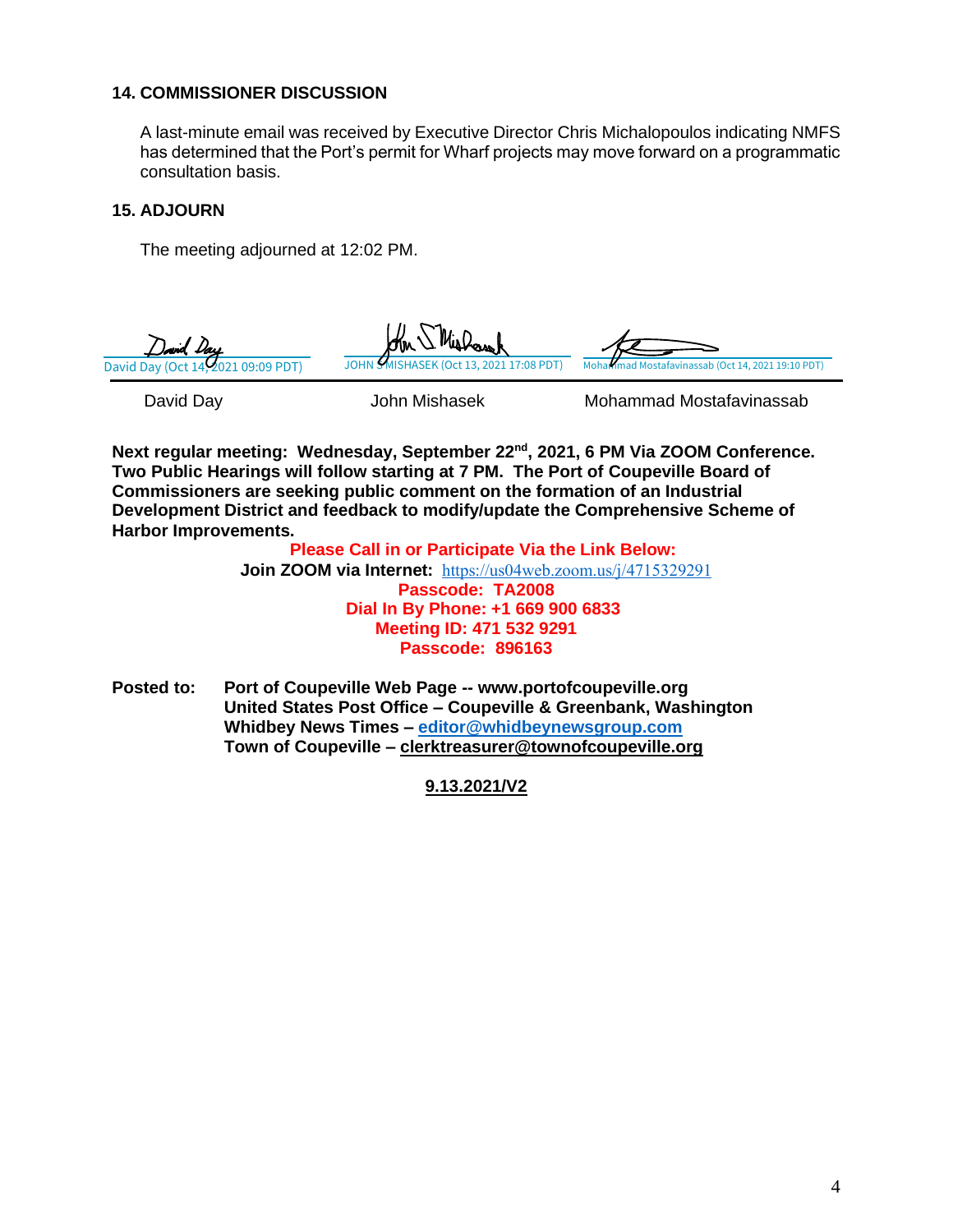## 14. COMMISSIONER DISCUSSION

A last-minute email was received by Executive Director Chris Michalopoulos indicating NMFS has determined that the Port's permit for Wharf projects may move forward on a programmatic consultation basis.

## 15. ADJOURN

The meeting adjourned at 12:02 PM.

| David Day (Oct 14, 2021 09:09 PDT) | JOHN S MISHASEK (Oct 13, 2021 17:08 PDT) | Mohammad Mostafavinassab (Oct 14, 2021 19:10 PDT) |
|---|---|---|
| David Day | John Mishasek | Mohammad Mostafavinassab |

**Next regular meeting: Wednesday, September 22nd, 2021, 6 PM Via ZOOM Conference. Two Public Hearings will follow starting at 7 PM. The Port of Coupeville Board of Commissioners are seeking public comment on the formation of an Industrial Development District and feedback to modify/update the Comprehensive Scheme of Harbor Improvements.**

**Please Call in or Participate Via the Link Below:**
**Join ZOOM via Internet:** https://us04web.zoom.us/j/4715329291
**Passcode: TA2008**
**Dial In By Phone: +1 669 900 6833**
**Meeting ID: 471 532 9291**
**Passcode: 896163**

**Posted to:** **Port of Coupeville Web Page -- www.portofcoupeville.org**
**United States Post Office – Coupeville & Greenbank, Washington**
**Whidbey News Times – editor@whidbeynewsgroup.com**
**Town of Coupeville – clerktreasurer@townofcoupeville.org**

**9.13.2021/V2**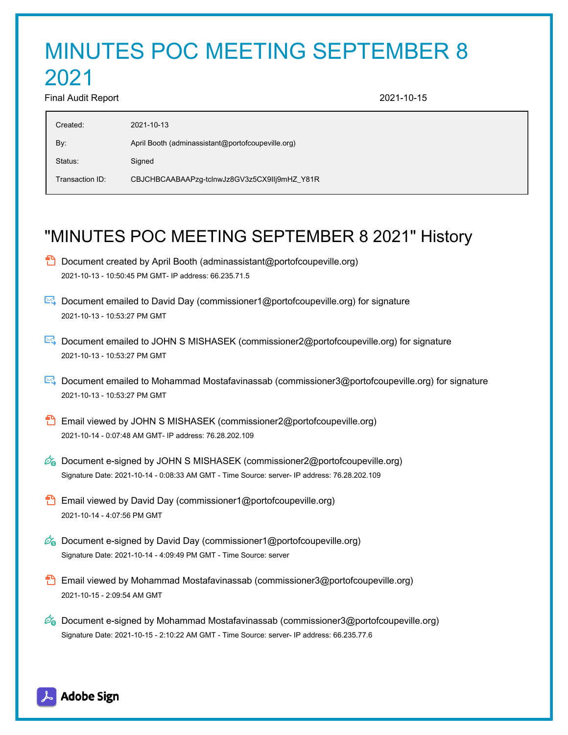# MINUTES POC MEETING SEPTEMBER 8 2021

Final Audit Report 2021-10-15

| | |
|---|---|
| Created: | 2021-10-13 |
| By: | April Booth (adminassistant@portofcoupeville.org) |
| Status: | Signed |
| Transaction ID: | CBJCHBCAABAAPzg-tclnwJz8GV3z5CX9IIj9mHZ_Y81R |

## "MINUTES POC MEETING SEPTEMBER 8 2021" History

- Document created by April Booth (adminassistant@portofcoupeville.org)
  2021-10-13 - 10:50:45 PM GMT- IP address: 66.235.71.5

- Document emailed to David Day (commissioner1@portofcoupeville.org) for signature
  2021-10-13 - 10:53:27 PM GMT

- Document emailed to JOHN S MISHASEK (commissioner2@portofcoupeville.org) for signature
  2021-10-13 - 10:53:27 PM GMT

- Document emailed to Mohammad Mostafavinassab (commissioner3@portofcoupeville.org) for signature
  2021-10-13 - 10:53:27 PM GMT

- Email viewed by JOHN S MISHASEK (commissioner2@portofcoupeville.org)
  2021-10-14 - 0:07:48 AM GMT- IP address: 76.28.202.109

- Document e-signed by JOHN S MISHASEK (commissioner2@portofcoupeville.org)
  Signature Date: 2021-10-14 - 0:08:33 AM GMT - Time Source: server- IP address: 76.28.202.109

- Email viewed by David Day (commissioner1@portofcoupeville.org)
  2021-10-14 - 4:07:56 PM GMT

- Document e-signed by David Day (commissioner1@portofcoupeville.org)
  Signature Date: 2021-10-14 - 4:09:49 PM GMT - Time Source: server

- Email viewed by Mohammad Mostafavinassab (commissioner3@portofcoupeville.org)
  2021-10-15 - 2:09:54 AM GMT

- Document e-signed by Mohammad Mostafavinassab (commissioner3@portofcoupeville.org)
  Signature Date: 2021-10-15 - 2:10:22 AM GMT - Time Source: server- IP address: 66.235.77.6

Adobe Sign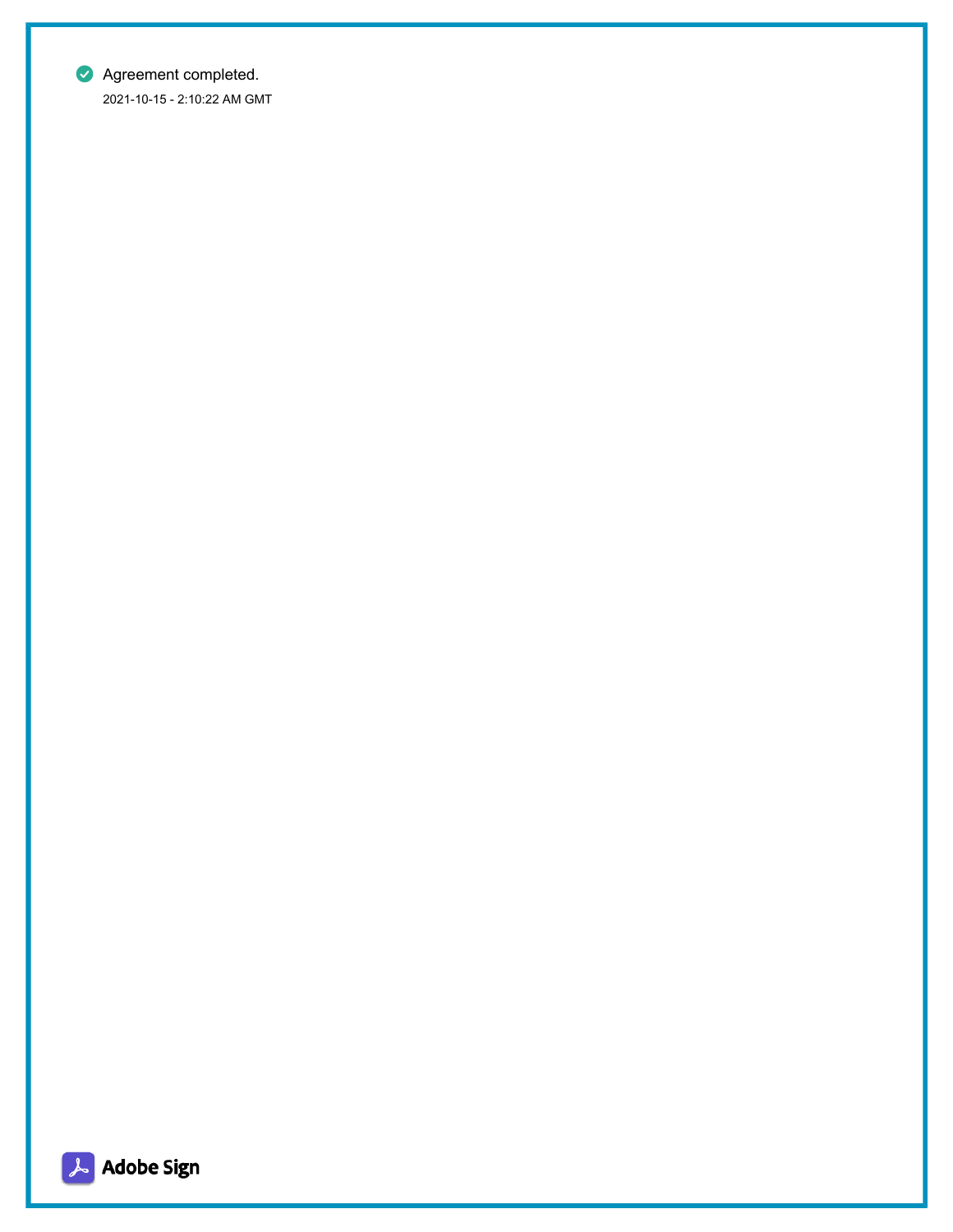Agreement completed.

2021-10-15 - 2:10:22 AM GMT

Adobe Sign